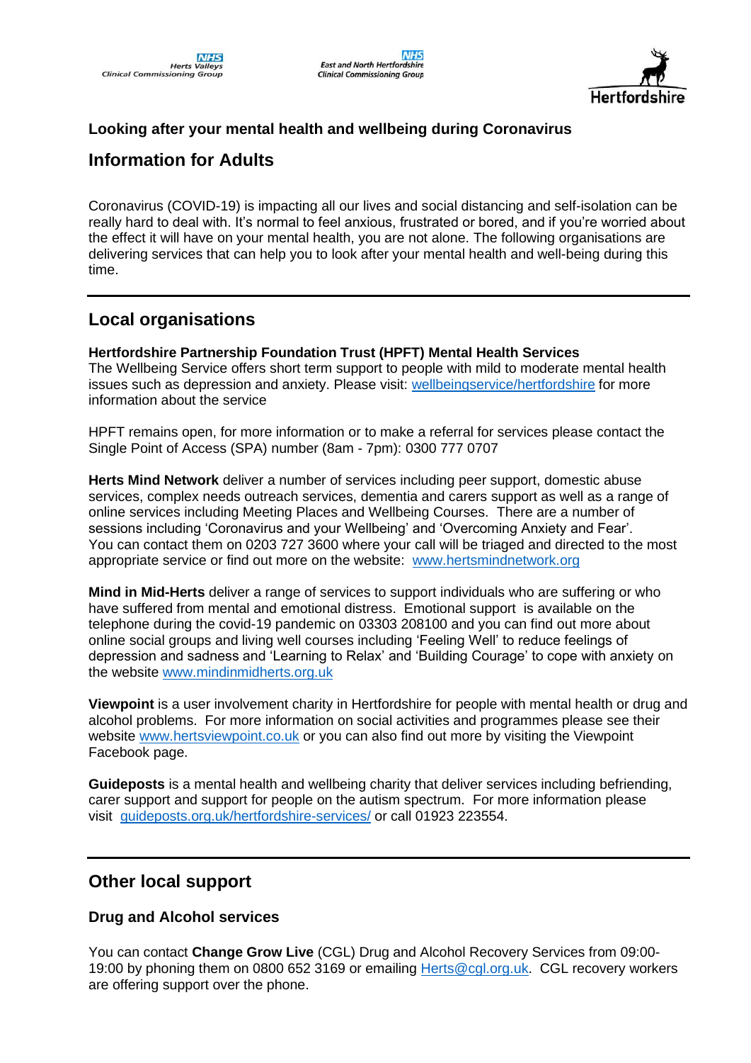Herts Valleys Clinical Commissioning Group

East and North Hertfordshire Clinical Commissioning Group

Hertfordshire

**Looking after your mental health and wellbeing during Coronavirus**

# Information for Adults

Coronavirus (COVID-19) is impacting all our lives and social distancing and self-isolation can be really hard to deal with. It's normal to feel anxious, frustrated or bored, and if you're worried about the effect it will have on your mental health, you are not alone. The following organisations are delivering services that can help you to look after your mental health and well-being during this time.

---

## Local organisations

**Hertfordshire Partnership Foundation Trust (HPFT) Mental Health Services**
The Wellbeing Service offers short term support to people with mild to moderate mental health issues such as depression and anxiety. Please visit: [wellbeingservice/hertfordshire](wellbeingservice/hertfordshire) for more information about the service

HPFT remains open, for more information or to make a referral for services please contact the Single Point of Access (SPA) number (8am - 7pm): 0300 777 0707

**Herts Mind Network** deliver a number of services including peer support, domestic abuse services, complex needs outreach services, dementia and carers support as well as a range of online services including Meeting Places and Wellbeing Courses. There are a number of sessions including 'Coronavirus and your Wellbeing' and 'Overcoming Anxiety and Fear'. You can contact them on 0203 727 3600 where your call will be triaged and directed to the most appropriate service or find out more on the website: [www.hertsmindnetwork.org](www.hertsmindnetwork.org)

**Mind in Mid-Herts** deliver a range of services to support individuals who are suffering or who have suffered from mental and emotional distress. Emotional support is available on the telephone during the covid-19 pandemic on 03303 208100 and you can find out more about online social groups and living well courses including 'Feeling Well' to reduce feelings of depression and sadness and 'Learning to Relax' and 'Building Courage' to cope with anxiety on the website [www.mindinmidherts.org.uk](www.mindinmidherts.org.uk)

**Viewpoint** is a user involvement charity in Hertfordshire for people with mental health or drug and alcohol problems. For more information on social activities and programmes please see their website [www.hertsviewpoint.co.uk](www.hertsviewpoint.co.uk) or you can also find out more by visiting the Viewpoint Facebook page.

**Guideposts** is a mental health and wellbeing charity that deliver services including befriending, carer support and support for people on the autism spectrum. For more information please visit [guideposts.org.uk/hertfordshire-services/](guideposts.org.uk/hertfordshire-services/) or call 01923 223554.

---

## Other local support

### Drug and Alcohol services

You can contact **Change Grow Live** (CGL) Drug and Alcohol Recovery Services from 09:00-19:00 by phoning them on 0800 652 3169 or emailing [Herts@cgl.org.uk](mailto:Herts@cgl.org.uk). CGL recovery workers are offering support over the phone.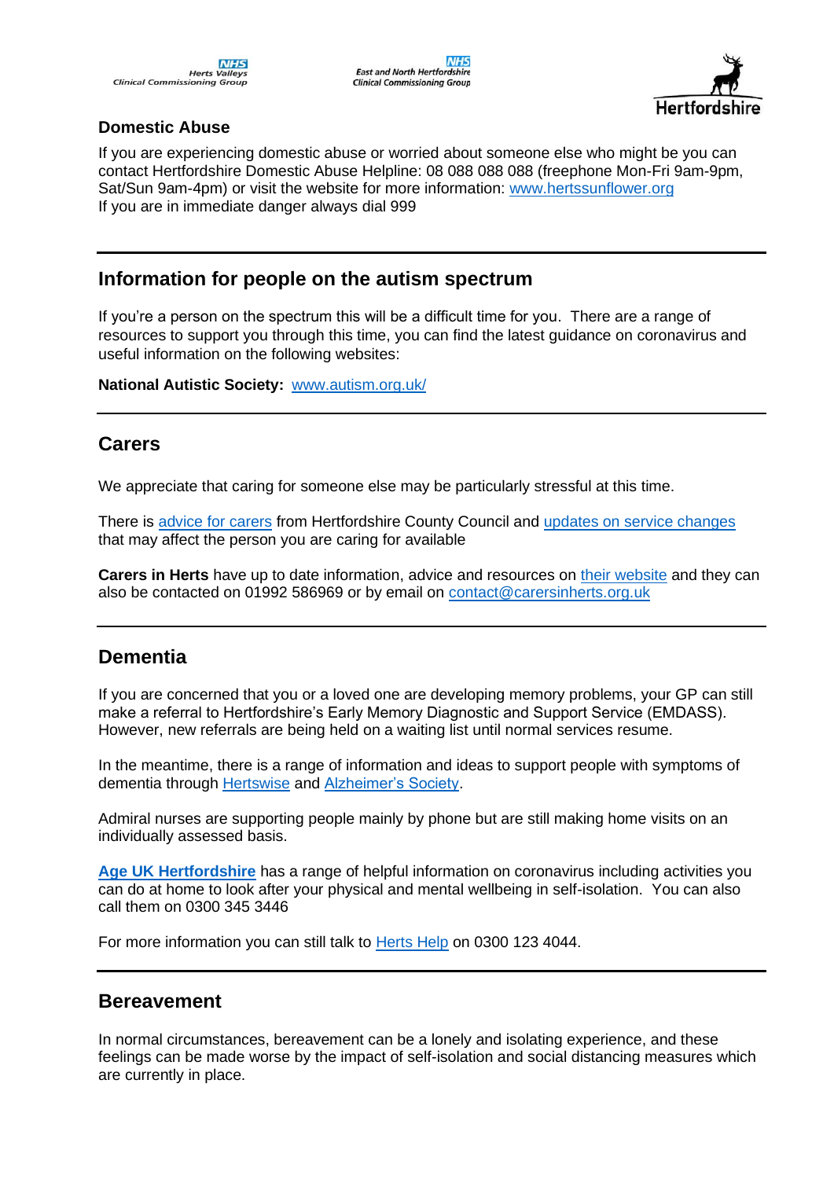### Domestic Abuse

If you are experiencing domestic abuse or worried about someone else who might be you can contact Hertfordshire Domestic Abuse Helpline: 08 088 088 088 (freephone Mon-Fri 9am-9pm, Sat/Sun 9am-4pm) or visit the website for more information: www.hertssunflower.org
If you are in immediate danger always dial 999

---

## Information for people on the autism spectrum

If you're a person on the spectrum this will be a difficult time for you. There are a range of resources to support you through this time, you can find the latest guidance on coronavirus and useful information on the following websites:

**National Autistic Society:** www.autism.org.uk/

---

## Carers

We appreciate that caring for someone else may be particularly stressful at this time.

There is advice for carers from Hertfordshire County Council and updates on service changes that may affect the person you are caring for available

**Carers in Herts** have up to date information, advice and resources on their website and they can also be contacted on 01992 586969 or by email on contact@carersinherts.org.uk

---

## Dementia

If you are concerned that you or a loved one are developing memory problems, your GP can still make a referral to Hertfordshire's Early Memory Diagnostic and Support Service (EMDASS). However, new referrals are being held on a waiting list until normal services resume.

In the meantime, there is a range of information and ideas to support people with symptoms of dementia through Hertswise and Alzheimer's Society.

Admiral nurses are supporting people mainly by phone but are still making home visits on an individually assessed basis.

**Age UK Hertfordshire** has a range of helpful information on coronavirus including activities you can do at home to look after your physical and mental wellbeing in self-isolation. You can also call them on 0300 345 3446

For more information you can still talk to Herts Help on 0300 123 4044.

---

## Bereavement

In normal circumstances, bereavement can be a lonely and isolating experience, and these feelings can be made worse by the impact of self-isolation and social distancing measures which are currently in place.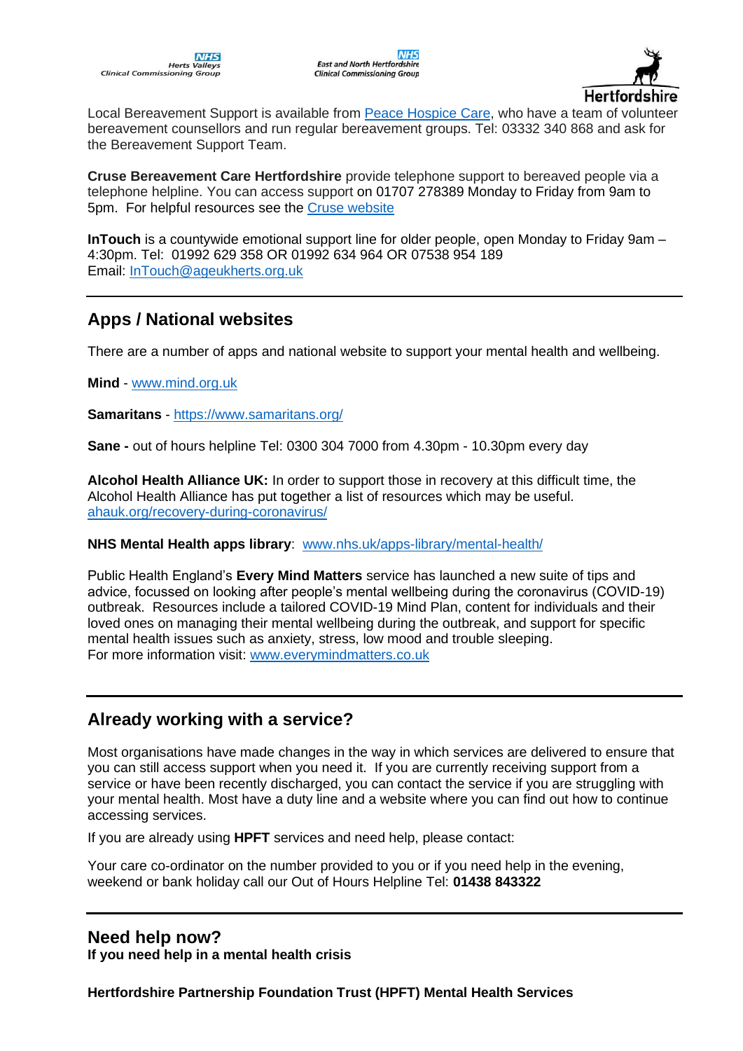Local Bereavement Support is available from [Peace Hospice Care](), who have a team of volunteer bereavement counsellors and run regular bereavement groups. Tel: 03332 340 868 and ask for the Bereavement Support Team.

**Cruse Bereavement Care Hertfordshire** provide telephone support to bereaved people via a telephone helpline. You can access support on 01707 278389 Monday to Friday from 9am to 5pm. For helpful resources see the Cruse website

**InTouch** is a countywide emotional support line for older people, open Monday to Friday 9am – 4:30pm. Tel: 01992 629 358 OR 01992 634 964 OR 07538 954 189
Email: InTouch@ageukherts.org.uk

---

## Apps / National websites

There are a number of apps and national website to support your mental health and wellbeing.

**Mind** - www.mind.org.uk

**Samaritans** - https://www.samaritans.org/

**Sane -** out of hours helpline Tel: 0300 304 7000 from 4.30pm - 10.30pm every day

**Alcohol Health Alliance UK:** In order to support those in recovery at this difficult time, the Alcohol Health Alliance has put together a list of resources which may be useful.
ahauk.org/recovery-during-coronavirus/

**NHS Mental Health apps library**: www.nhs.uk/apps-library/mental-health/

Public Health England's **Every Mind Matters** service has launched a new suite of tips and advice, focussed on looking after people's mental wellbeing during the coronavirus (COVID-19) outbreak. Resources include a tailored COVID-19 Mind Plan, content for individuals and their loved ones on managing their mental wellbeing during the outbreak, and support for specific mental health issues such as anxiety, stress, low mood and trouble sleeping.
For more information visit: www.everymindmatters.co.uk

---

## Already working with a service?

Most organisations have made changes in the way in which services are delivered to ensure that you can still access support when you need it. If you are currently receiving support from a service or have been recently discharged, you can contact the service if you are struggling with your mental health. Most have a duty line and a website where you can find out how to continue accessing services.

If you are already using **HPFT** services and need help, please contact:

Your care co-ordinator on the number provided to you or if you need help in the evening, weekend or bank holiday call our Out of Hours Helpline Tel: **01438 843322**

---

## Need help now?

**If you need help in a mental health crisis**

**Hertfordshire Partnership Foundation Trust (HPFT) Mental Health Services**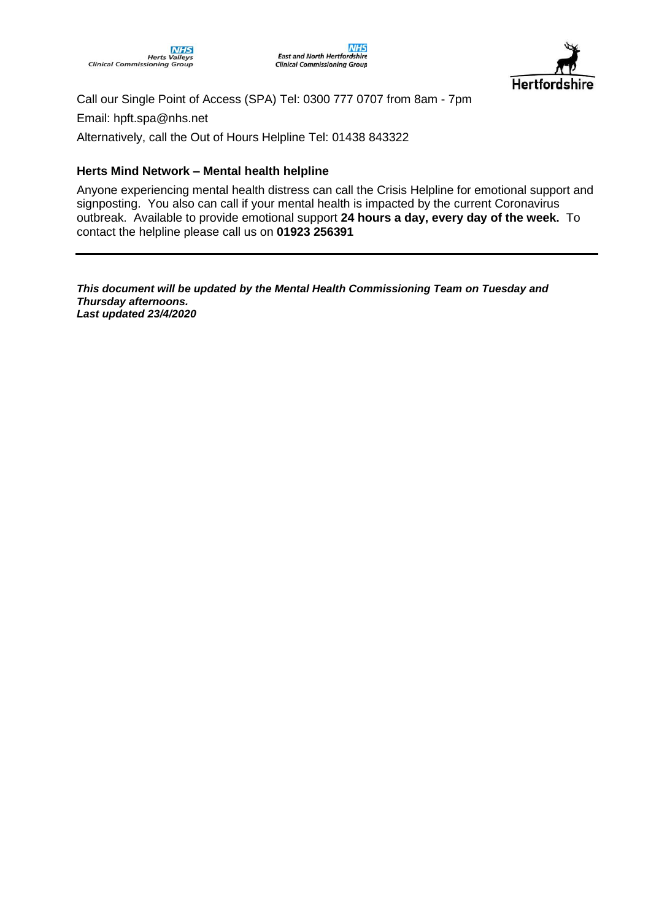Call our Single Point of Access (SPA) Tel: 0300 777 0707 from 8am - 7pm

Email: hpft.spa@nhs.net

Alternatively, call the Out of Hours Helpline Tel: 01438 843322

**Herts Mind Network – Mental health helpline**

Anyone experiencing mental health distress can call the Crisis Helpline for emotional support and signposting. You also can call if your mental health is impacted by the current Coronavirus outbreak. Available to provide emotional support **24 hours a day, every day of the week.** To contact the helpline please call us on **01923 256391**

---

***This document will be updated by the Mental Health Commissioning Team on Tuesday and Thursday afternoons.***
***Last updated 23/4/2020***